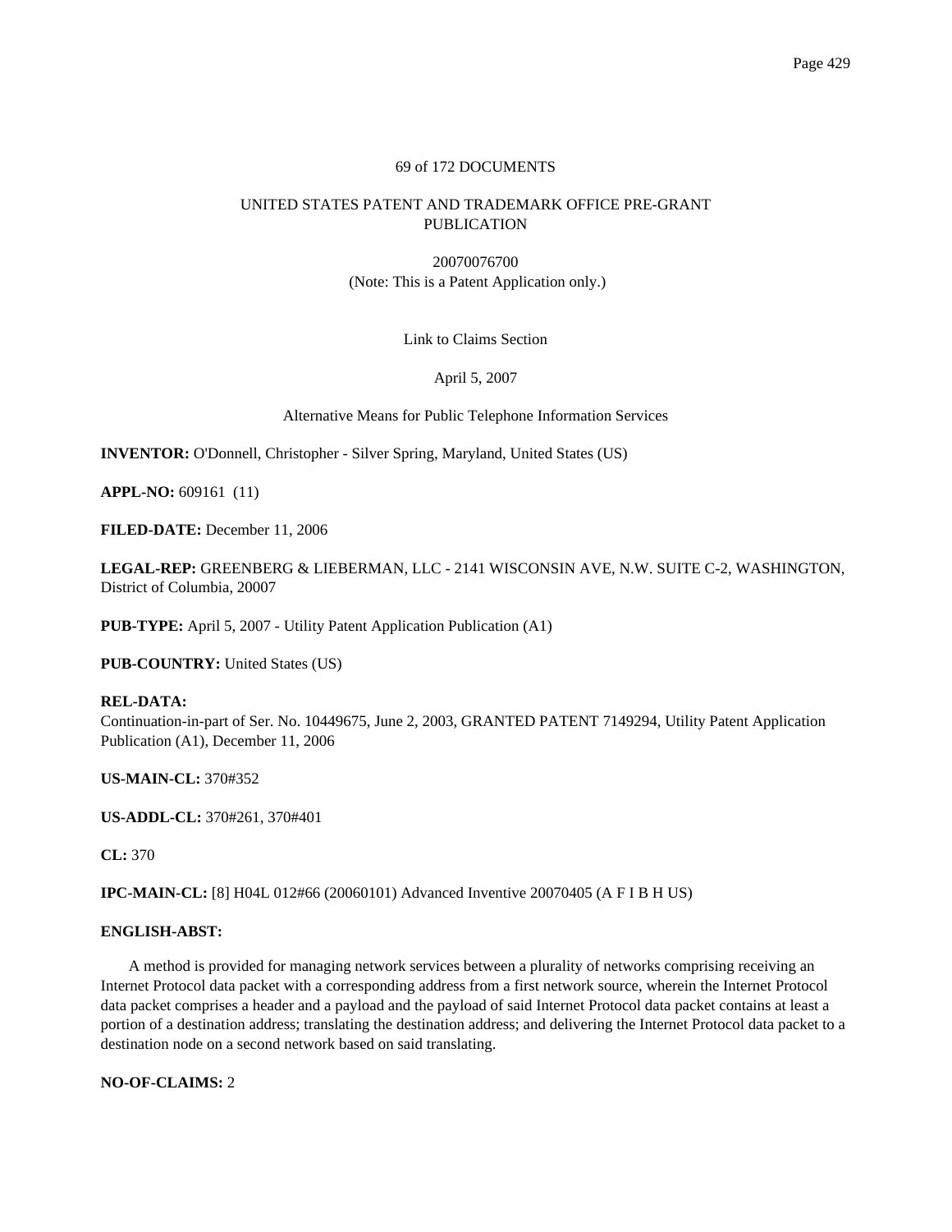69 of 172 DOCUMENTS

UNITED STATES PATENT AND TRADEMARK OFFICE PRE-GRANT PUBLICATION

20070076700
(Note: This is a Patent Application only.)

Link to Claims Section

April 5, 2007

Alternative Means for Public Telephone Information Services

**INVENTOR:** O'Donnell, Christopher - Silver Spring, Maryland, United States (US)

**APPL-NO:** 609161 (11)

**FILED-DATE:** December 11, 2006

**LEGAL-REP:** GREENBERG & LIEBERMAN, LLC - 2141 WISCONSIN AVE, N.W. SUITE C-2, WASHINGTON, District of Columbia, 20007

**PUB-TYPE:** April 5, 2007 - Utility Patent Application Publication (A1)

**PUB-COUNTRY:** United States (US)

**REL-DATA:**
Continuation-in-part of Ser. No. 10449675, June 2, 2003, GRANTED PATENT 7149294, Utility Patent Application Publication (A1), December 11, 2006

**US-MAIN-CL:** 370#352

**US-ADDL-CL:** 370#261, 370#401

**CL:** 370

**IPC-MAIN-CL:** [8] H04L 012#66 (20060101) Advanced Inventive 20070405 (A F I B H US)

**ENGLISH-ABST:**

A method is provided for managing network services between a plurality of networks comprising receiving an Internet Protocol data packet with a corresponding address from a first network source, wherein the Internet Protocol data packet comprises a header and a payload and the payload of said Internet Protocol data packet contains at least a portion of a destination address; translating the destination address; and delivering the Internet Protocol data packet to a destination node on a second network based on said translating.

**NO-OF-CLAIMS:** 2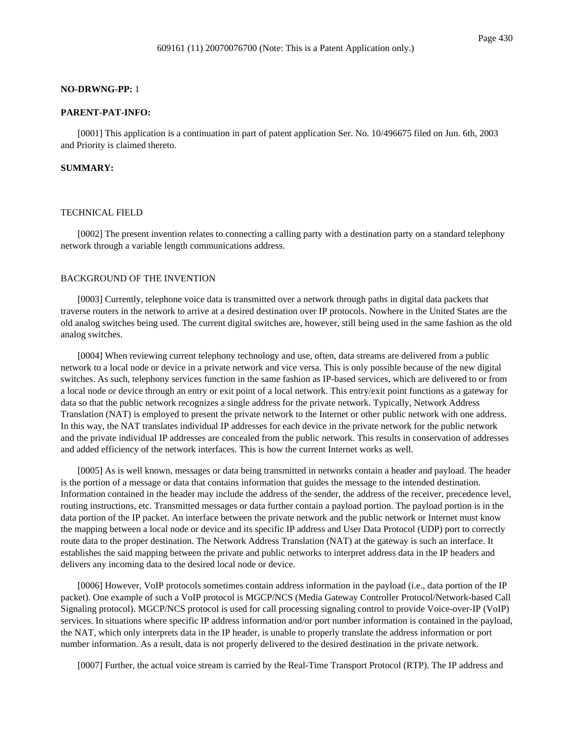**NO-DRWNG-PP:** 1

**PARENT-PAT-INFO:**

[0001] This application is a continuation in part of patent application Ser. No. 10/496675 filed on Jun. 6th, 2003 and Priority is claimed thereto.

**SUMMARY:**

TECHNICAL FIELD

[0002] The present invention relates to connecting a calling party with a destination party on a standard telephony network through a variable length communications address.

BACKGROUND OF THE INVENTION

[0003] Currently, telephone voice data is transmitted over a network through paths in digital data packets that traverse routers in the network to arrive at a desired destination over IP protocols. Nowhere in the United States are the old analog switches being used. The current digital switches are, however, still being used in the same fashion as the old analog switches.

[0004] When reviewing current telephony technology and use, often, data streams are delivered from a public network to a local node or device in a private network and vice versa. This is only possible because of the new digital switches. As such, telephony services function in the same fashion as IP-based services, which are delivered to or from a local node or device through an entry or exit point of a local network. This entry/exit point functions as a gateway for data so that the public network recognizes a single address for the private network. Typically, Network Address Translation (NAT) is employed to present the private network to the Internet or other public network with one address. In this way, the NAT translates individual IP addresses for each device in the private network for the public network and the private individual IP addresses are concealed from the public network. This results in conservation of addresses and added efficiency of the network interfaces. This is how the current Internet works as well.

[0005] As is well known, messages or data being transmitted in networks contain a header and payload. The header is the portion of a message or data that contains information that guides the message to the intended destination. Information contained in the header may include the address of the sender, the address of the receiver, precedence level, routing instructions, etc. Transmitted messages or data further contain a payload portion. The payload portion is in the data portion of the IP packet. An interface between the private network and the public network or Internet must know the mapping between a local node or device and its specific IP address and User Data Protocol (UDP) port to correctly route data to the proper destination. The Network Address Translation (NAT) at the gateway is such an interface. It establishes the said mapping between the private and public networks to interpret address data in the IP headers and delivers any incoming data to the desired local node or device.

[0006] However, VoIP protocols sometimes contain address information in the payload (i.e., data portion of the IP packet). One example of such a VoIP protocol is MGCP/NCS (Media Gateway Controller Protocol/Network-based Call Signaling protocol). MGCP/NCS protocol is used for call processing signaling control to provide Voice-over-IP (VoIP) services. In situations where specific IP address information and/or port number information is contained in the payload, the NAT, which only interprets data in the IP header, is unable to properly translate the address information or port number information. As a result, data is not properly delivered to the desired destination in the private network.

[0007] Further, the actual voice stream is carried by the Real-Time Transport Protocol (RTP). The IP address and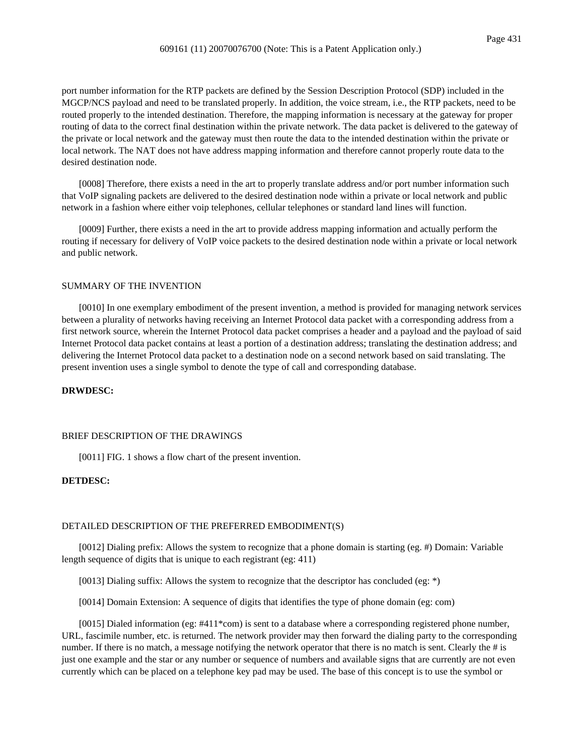port number information for the RTP packets are defined by the Session Description Protocol (SDP) included in the MGCP/NCS payload and need to be translated properly. In addition, the voice stream, i.e., the RTP packets, need to be routed properly to the intended destination. Therefore, the mapping information is necessary at the gateway for proper routing of data to the correct final destination within the private network. The data packet is delivered to the gateway of the private or local network and the gateway must then route the data to the intended destination within the private or local network. The NAT does not have address mapping information and therefore cannot properly route data to the desired destination node.

[0008] Therefore, there exists a need in the art to properly translate address and/or port number information such that VoIP signaling packets are delivered to the desired destination node within a private or local network and public network in a fashion where either voip telephones, cellular telephones or standard land lines will function.

[0009] Further, there exists a need in the art to provide address mapping information and actually perform the routing if necessary for delivery of VoIP voice packets to the desired destination node within a private or local network and public network.

## SUMMARY OF THE INVENTION

[0010] In one exemplary embodiment of the present invention, a method is provided for managing network services between a plurality of networks having receiving an Internet Protocol data packet with a corresponding address from a first network source, wherein the Internet Protocol data packet comprises a header and a payload and the payload of said Internet Protocol data packet contains at least a portion of a destination address; translating the destination address; and delivering the Internet Protocol data packet to a destination node on a second network based on said translating. The present invention uses a single symbol to denote the type of call and corresponding database.

**DRWDESC:**

## BRIEF DESCRIPTION OF THE DRAWINGS

[0011] FIG. 1 shows a flow chart of the present invention.

**DETDESC:**

## DETAILED DESCRIPTION OF THE PREFERRED EMBODIMENT(S)

[0012] Dialing prefix: Allows the system to recognize that a phone domain is starting (eg. #) Domain: Variable length sequence of digits that is unique to each registrant (eg: 411)

[0013] Dialing suffix: Allows the system to recognize that the descriptor has concluded (eg: *)

[0014] Domain Extension: A sequence of digits that identifies the type of phone domain (eg: com)

[0015] Dialed information (eg: #411*com) is sent to a database where a corresponding registered phone number, URL, fascimile number, etc. is returned. The network provider may then forward the dialing party to the corresponding number. If there is no match, a message notifying the network operator that there is no match is sent. Clearly the # is just one example and the star or any number or sequence of numbers and available signs that are currently are not even currently which can be placed on a telephone key pad may be used. The base of this concept is to use the symbol or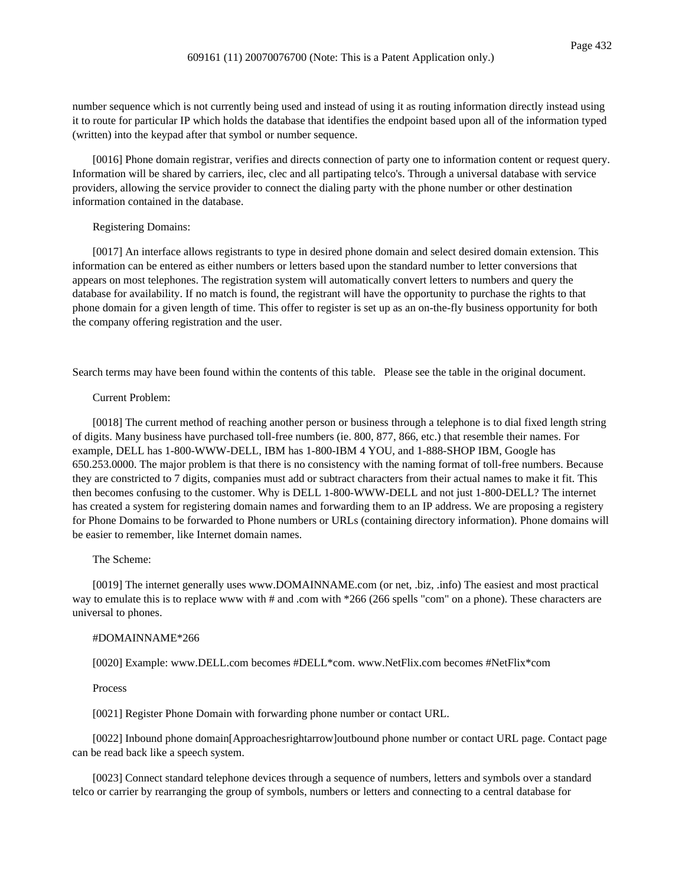number sequence which is not currently being used and instead of using it as routing information directly instead using it to route for particular IP which holds the database that identifies the endpoint based upon all of the information typed (written) into the keypad after that symbol or number sequence.

[0016] Phone domain registrar, verifies and directs connection of party one to information content or request query. Information will be shared by carriers, ilec, clec and all partipating telco's. Through a universal database with service providers, allowing the service provider to connect the dialing party with the phone number or other destination information contained in the database.

Registering Domains:

[0017] An interface allows registrants to type in desired phone domain and select desired domain extension. This information can be entered as either numbers or letters based upon the standard number to letter conversions that appears on most telephones. The registration system will automatically convert letters to numbers and query the database for availability. If no match is found, the registrant will have the opportunity to purchase the rights to that phone domain for a given length of time. This offer to register is set up as an on-the-fly business opportunity for both the company offering registration and the user.

Search terms may have been found within the contents of this table. Please see the table in the original document.

Current Problem:

[0018] The current method of reaching another person or business through a telephone is to dial fixed length string of digits. Many business have purchased toll-free numbers (ie. 800, 877, 866, etc.) that resemble their names. For example, DELL has 1-800-WWW-DELL, IBM has 1-800-IBM 4 YOU, and 1-888-SHOP IBM, Google has 650.253.0000. The major problem is that there is no consistency with the naming format of toll-free numbers. Because they are constricted to 7 digits, companies must add or subtract characters from their actual names to make it fit. This then becomes confusing to the customer. Why is DELL 1-800-WWW-DELL and not just 1-800-DELL? The internet has created a system for registering domain names and forwarding them to an IP address. We are proposing a registery for Phone Domains to be forwarded to Phone numbers or URLs (containing directory information). Phone domains will be easier to remember, like Internet domain names.

The Scheme:

[0019] The internet generally uses www.DOMAINNAME.com (or net, .biz, .info) The easiest and most practical way to emulate this is to replace www with # and .com with *266 (266 spells "com" on a phone). These characters are universal to phones.

#DOMAINNAME*266

[0020] Example: www.DELL.com becomes #DELL*com. www.NetFlix.com becomes #NetFlix*com

Process

[0021] Register Phone Domain with forwarding phone number or contact URL.

[0022] Inbound phone domain[Approachesrightarrow]outbound phone number or contact URL page. Contact page can be read back like a speech system.

[0023] Connect standard telephone devices through a sequence of numbers, letters and symbols over a standard telco or carrier by rearranging the group of symbols, numbers or letters and connecting to a central database for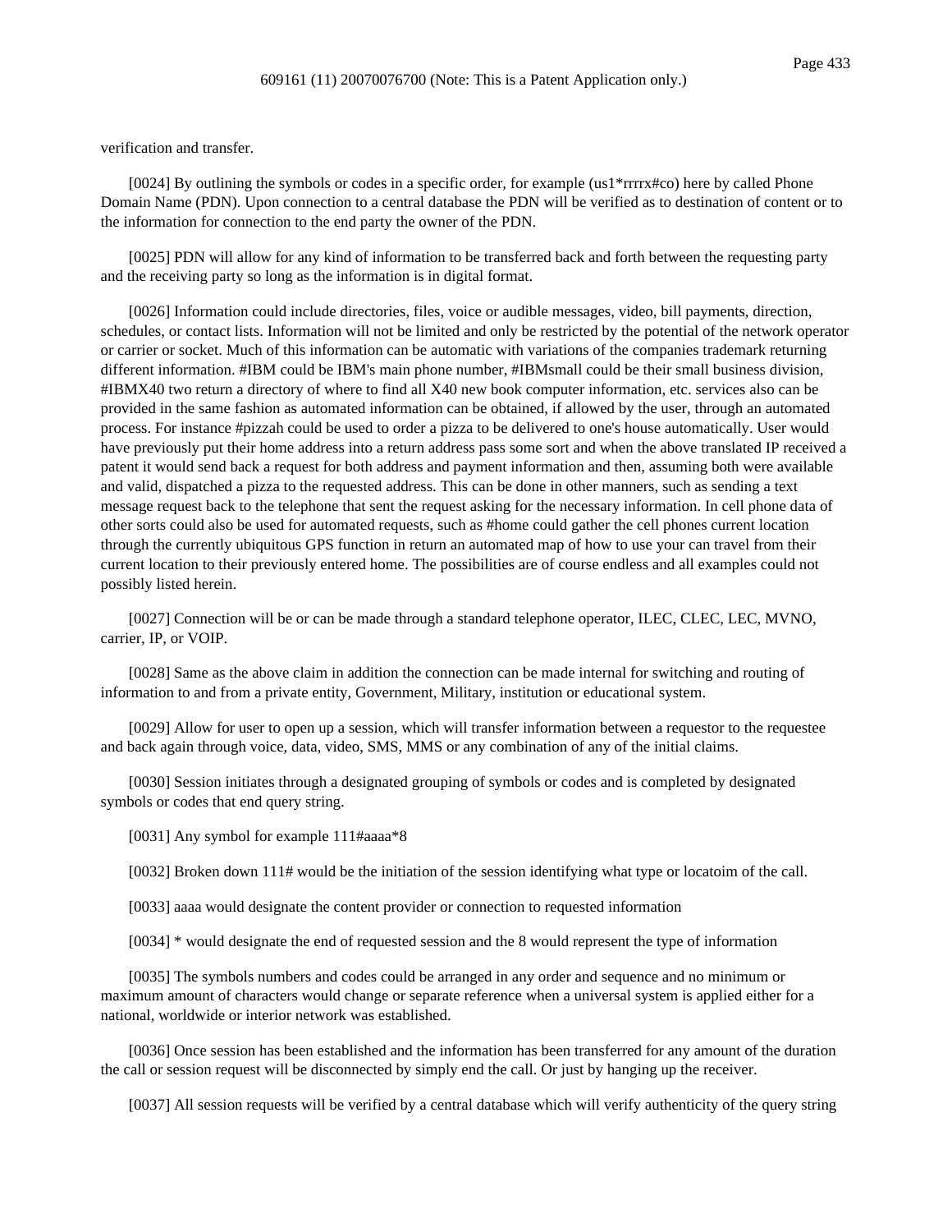verification and transfer.

[0024] By outlining the symbols or codes in a specific order, for example (us1*rrrrx#co) here by called Phone Domain Name (PDN). Upon connection to a central database the PDN will be verified as to destination of content or to the information for connection to the end party the owner of the PDN.

[0025] PDN will allow for any kind of information to be transferred back and forth between the requesting party and the receiving party so long as the information is in digital format.

[0026] Information could include directories, files, voice or audible messages, video, bill payments, direction, schedules, or contact lists. Information will not be limited and only be restricted by the potential of the network operator or carrier or socket. Much of this information can be automatic with variations of the companies trademark returning different information. #IBM could be IBM's main phone number, #IBMsmall could be their small business division, #IBMX40 two return a directory of where to find all X40 new book computer information, etc. services also can be provided in the same fashion as automated information can be obtained, if allowed by the user, through an automated process. For instance #pizzah could be used to order a pizza to be delivered to one's house automatically. User would have previously put their home address into a return address pass some sort and when the above translated IP received a patent it would send back a request for both address and payment information and then, assuming both were available and valid, dispatched a pizza to the requested address. This can be done in other manners, such as sending a text message request back to the telephone that sent the request asking for the necessary information. In cell phone data of other sorts could also be used for automated requests, such as #home could gather the cell phones current location through the currently ubiquitous GPS function in return an automated map of how to use your can travel from their current location to their previously entered home. The possibilities are of course endless and all examples could not possibly listed herein.

[0027] Connection will be or can be made through a standard telephone operator, ILEC, CLEC, LEC, MVNO, carrier, IP, or VOIP.

[0028] Same as the above claim in addition the connection can be made internal for switching and routing of information to and from a private entity, Government, Military, institution or educational system.

[0029] Allow for user to open up a session, which will transfer information between a requestor to the requestee and back again through voice, data, video, SMS, MMS or any combination of any of the initial claims.

[0030] Session initiates through a designated grouping of symbols or codes and is completed by designated symbols or codes that end query string.

[0031] Any symbol for example 111#aaaa*8

[0032] Broken down 111# would be the initiation of the session identifying what type or locatoim of the call.

[0033] aaaa would designate the content provider or connection to requested information

[0034] * would designate the end of requested session and the 8 would represent the type of information

[0035] The symbols numbers and codes could be arranged in any order and sequence and no minimum or maximum amount of characters would change or separate reference when a universal system is applied either for a national, worldwide or interior network was established.

[0036] Once session has been established and the information has been transferred for any amount of the duration the call or session request will be disconnected by simply end the call. Or just by hanging up the receiver.

[0037] All session requests will be verified by a central database which will verify authenticity of the query string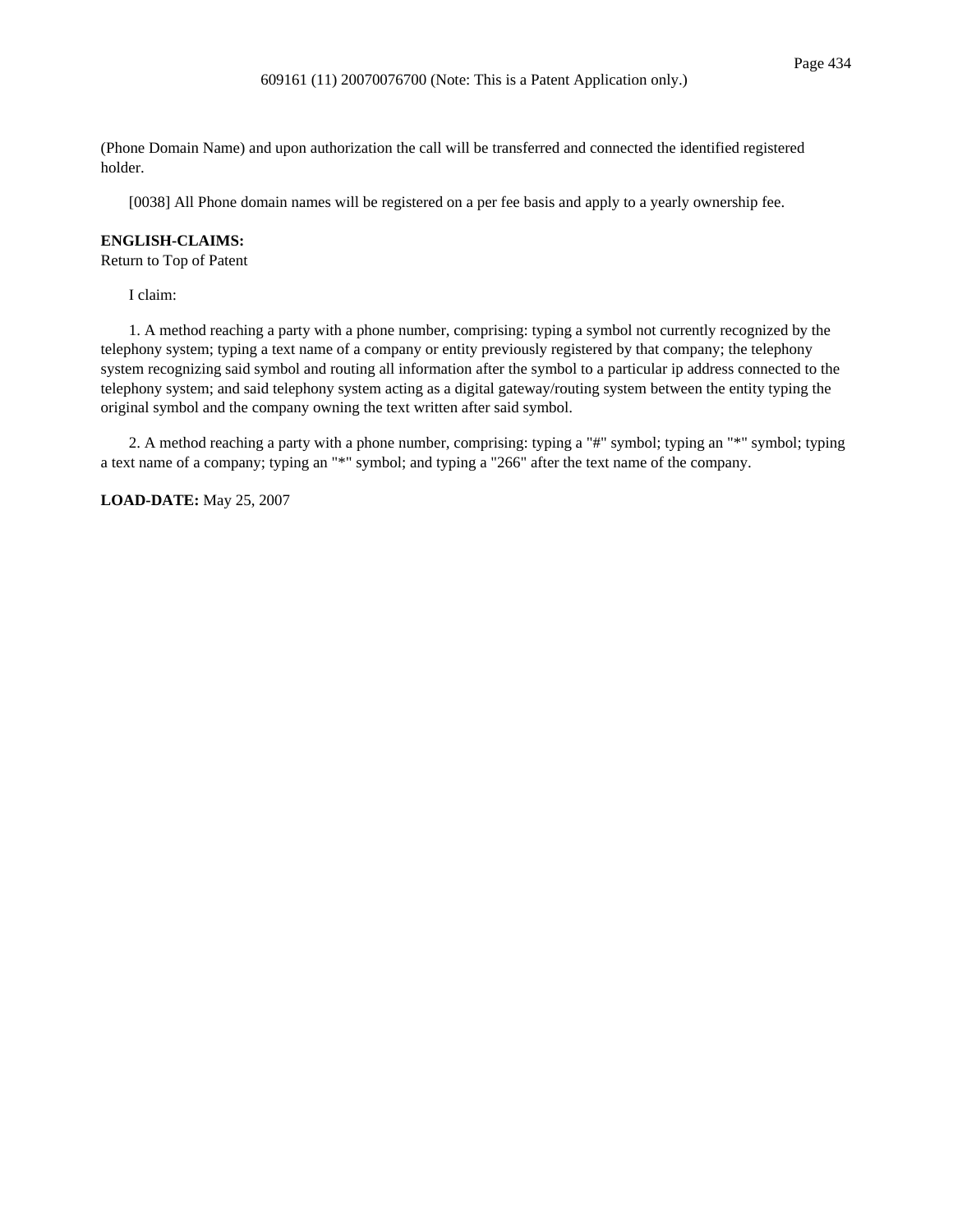(Phone Domain Name) and upon authorization the call will be transferred and connected the identified registered holder.

[0038] All Phone domain names will be registered on a per fee basis and apply to a yearly ownership fee.

**ENGLISH-CLAIMS:**
Return to Top of Patent

I claim:

1. A method reaching a party with a phone number, comprising: typing a symbol not currently recognized by the telephony system; typing a text name of a company or entity previously registered by that company; the telephony system recognizing said symbol and routing all information after the symbol to a particular ip address connected to the telephony system; and said telephony system acting as a digital gateway/routing system between the entity typing the original symbol and the company owning the text written after said symbol.

2. A method reaching a party with a phone number, comprising: typing a "#" symbol; typing an "*" symbol; typing a text name of a company; typing an "*" symbol; and typing a "266" after the text name of the company.

**LOAD-DATE:** May 25, 2007